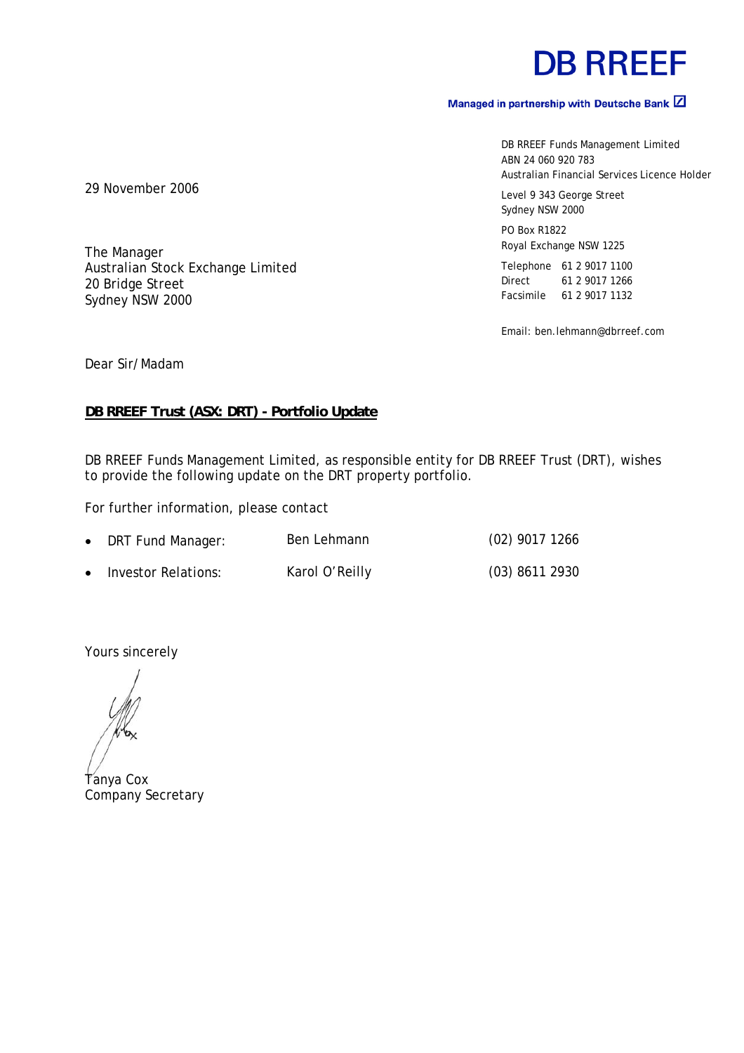# DB RREEF

Managed in partnership with Deutsche Bank

DB RREEF Funds Management Limited
ABN 24 060 920 783
Australian Financial Services Licence Holder

Level 9 343 George Street
Sydney NSW 2000

PO Box R1822
Royal Exchange NSW 1225

Telephone 61 2 9017 1100
Direct 61 2 9017 1266
Facsimile 61 2 9017 1132

Email: ben.lehmann@dbrreef.com

29 November 2006

The Manager
Australian Stock Exchange Limited
20 Bridge Street
Sydney NSW 2000

Dear Sir/Madam

**DB RREEF Trust (ASX: DRT) - Portfolio Update**

DB RREEF Funds Management Limited, as responsible entity for DB RREEF Trust (DRT), wishes to provide the following update on the DRT property portfolio.

For further information, please contact

- DRT Fund Manager: Ben Lehmann (02) 9017 1266
- Investor Relations: Karol O'Reilly (03) 8611 2930

Yours sincerely

Tanya Cox
Company Secretary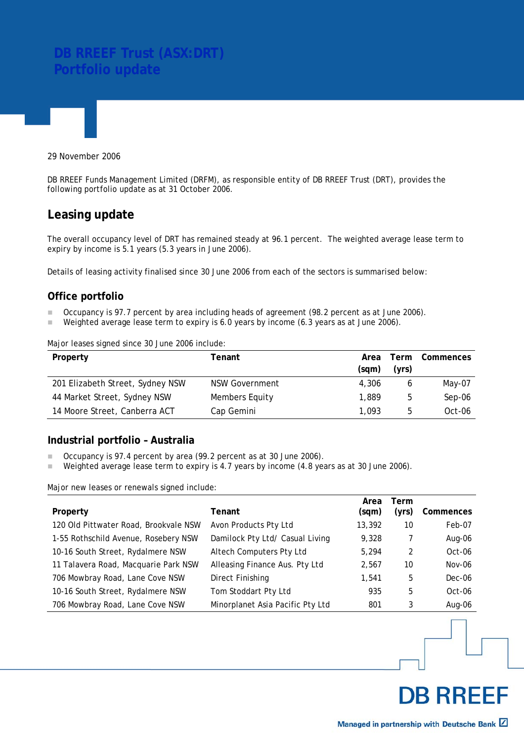# DB RREEF Trust (ASX:DRT)
# Portfolio update

29 November 2006

DB RREEF Funds Management Limited (DRFM), as responsible entity of DB RREEF Trust (DRT), provides the following portfolio update as at 31 October 2006.

## Leasing update

The overall occupancy level of DRT has remained steady at 96.1 percent. The weighted average lease term to expiry by income is 5.1 years (5.3 years in June 2006).

Details of leasing activity finalised since 30 June 2006 from each of the sectors is summarised below:

### Office portfolio

- Occupancy is 97.7 percent by area including heads of agreement (98.2 percent as at June 2006).
- Weighted average lease term to expiry is 6.0 years by income (6.3 years as at June 2006).

Major leases signed since 30 June 2006 include:

| Property | Tenant | Area (sqm) | Term (yrs) | Commences |
|---|---|---|---|---|
| 201 Elizabeth Street, Sydney NSW | NSW Government | 4,306 | 6 | May-07 |
| 44 Market Street, Sydney NSW | Members Equity | 1,889 | 5 | Sep-06 |
| 14 Moore Street, Canberra ACT | Cap Gemini | 1,093 | 5 | Oct-06 |

### Industrial portfolio – Australia

- Occupancy is 97.4 percent by area (99.2 percent as at 30 June 2006).
- Weighted average lease term to expiry is 4.7 years by income (4.8 years as at 30 June 2006).

Major new leases or renewals signed include:

| Property | Tenant | Area (sqm) | Term (yrs) | Commences |
|---|---|---|---|---|
| 120 Old Pittwater Road, Brookvale NSW | Avon Products Pty Ltd | 13,392 | 10 | Feb-07 |
| 1-55 Rothschild Avenue, Rosebery NSW | Damilock Pty Ltd/ Casual Living | 9,328 | 7 | Aug-06 |
| 10-16 South Street, Rydalmere NSW | Altech Computers Pty Ltd | 5,294 | 2 | Oct-06 |
| 11 Talavera Road, Macquarie Park NSW | Alleasing Finance Aus. Pty Ltd | 2,567 | 10 | Nov-06 |
| 706 Mowbray Road, Lane Cove NSW | Direct Finishing | 1,541 | 5 | Dec-06 |
| 10-16 South Street, Rydalmere NSW | Tom Stoddart Pty Ltd | 935 | 5 | Oct-06 |
| 706 Mowbray Road, Lane Cove NSW | Minorplanet Asia Pacific Pty Ltd | 801 | 3 | Aug-06 |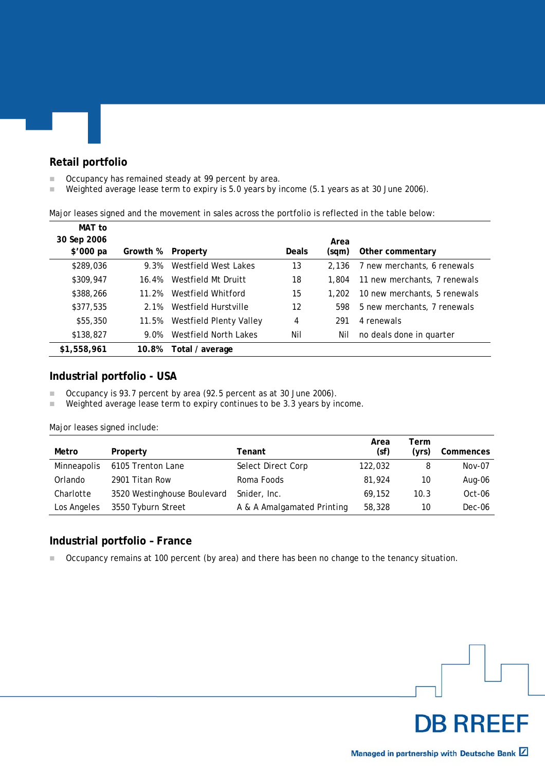## Retail portfolio

- Occupancy has remained steady at 99 percent by area.
- Weighted average lease term to expiry is 5.0 years by income (5.1 years as at 30 June 2006).

Major leases signed and the movement in sales across the portfolio is reflected in the table below:

| MAT to 30 Sep 2006 $'000 pa | Growth % | Property | Deals | Area (sqm) | Other commentary |
|---|---|---|---|---|---|
| $289,036 | 9.3% | Westfield West Lakes | 13 | 2,136 | 7 new merchants, 6 renewals |
| $309,947 | 16.4% | Westfield Mt Druitt | 18 | 1,804 | 11 new merchants, 7 renewals |
| $388,266 | 11.2% | Westfield Whitford | 15 | 1,202 | 10 new merchants, 5 renewals |
| $377,535 | 2.1% | Westfield Hurstville | 12 | 598 | 5 new merchants, 7 renewals |
| $55,350 | 11.5% | Westfield Plenty Valley | 4 | 291 | 4 renewals |
| $138,827 | 9.0% | Westfield North Lakes | Nil | Nil | no deals done in quarter |
| **$1,558,961** | **10.8%** | **Total / average** | | | |

## Industrial portfolio - USA

- Occupancy is 93.7 percent by area (92.5 percent as at 30 June 2006).
- Weighted average lease term to expiry continues to be 3.3 years by income.

Major leases signed include:

| Metro | Property | Tenant | Area (sf) | Term (yrs) | Commences |
|---|---|---|---|---|---|
| Minneapolis | 6105 Trenton Lane | Select Direct Corp | 122,032 | 8 | Nov-07 |
| Orlando | 2901 Titan Row | Roma Foods | 81,924 | 10 | Aug-06 |
| Charlotte | 3520 Westinghouse Boulevard | Snider, Inc. | 69,152 | 10.3 | Oct-06 |
| Los Angeles | 3550 Tyburn Street | A & A Amalgamated Printing | 58,328 | 10 | Dec-06 |

## Industrial portfolio – France

- Occupancy remains at 100 percent (by area) and there has been no change to the tenancy situation.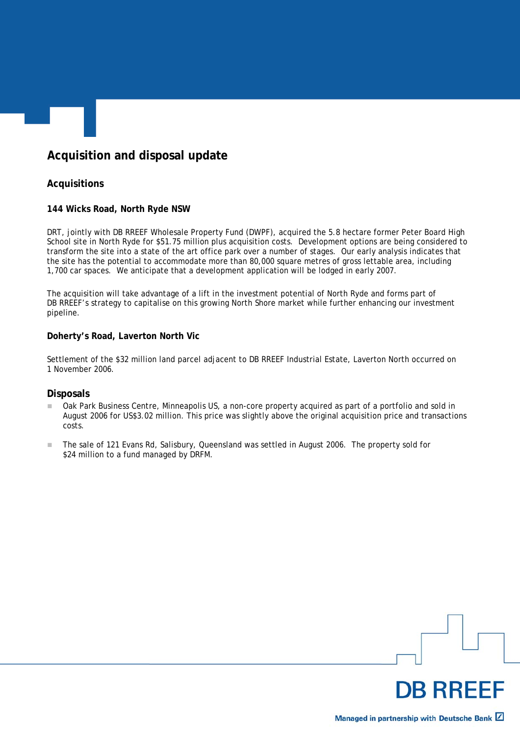# Acquisition and disposal update

## Acquisitions

### 144 Wicks Road, North Ryde NSW

DRT, jointly with DB RREEF Wholesale Property Fund (DWPF), acquired the 5.8 hectare former Peter Board High School site in North Ryde for $51.75 million plus acquisition costs. Development options are being considered to transform the site into a state of the art office park over a number of stages. Our early analysis indicates that the site has the potential to accommodate more than 80,000 square metres of gross lettable area, including 1,700 car spaces. We anticipate that a development application will be lodged in early 2007.

The acquisition will take advantage of a lift in the investment potential of North Ryde and forms part of DB RREEF's strategy to capitalise on this growing North Shore market while further enhancing our investment pipeline.

### Doherty's Road, Laverton North Vic

Settlement of the $32 million land parcel adjacent to DB RREEF Industrial Estate, Laverton North occurred on 1 November 2006.

## Disposals

- Oak Park Business Centre, Minneapolis US, a non-core property acquired as part of a portfolio and sold in August 2006 for US$3.02 million. This price was slightly above the original acquisition price and transactions costs.
- The sale of 121 Evans Rd, Salisbury, Queensland was settled in August 2006. The property sold for $24 million to a fund managed by DRFM.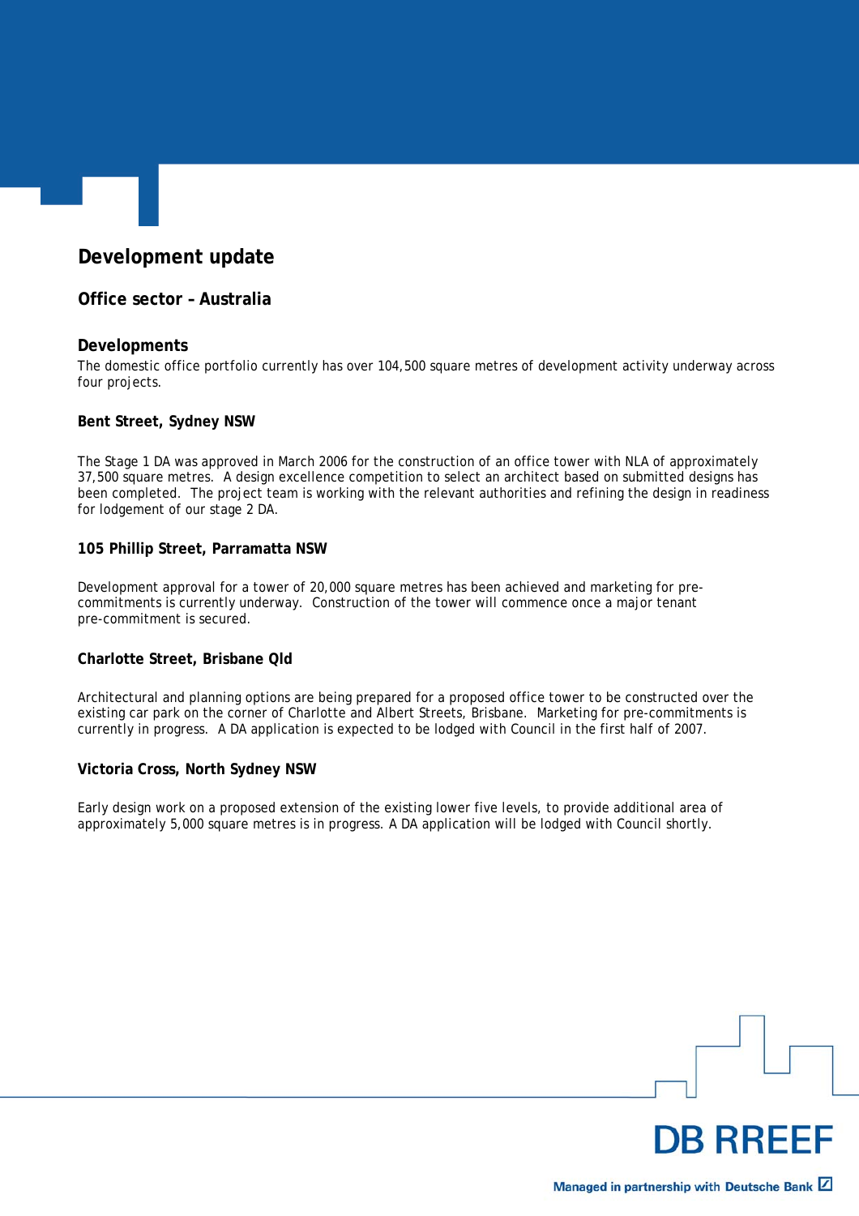# Development update

## Office sector – Australia

### Developments

The domestic office portfolio currently has over 104,500 square metres of development activity underway across four projects.

#### Bent Street, Sydney NSW

The Stage 1 DA was approved in March 2006 for the construction of an office tower with NLA of approximately 37,500 square metres. A design excellence competition to select an architect based on submitted designs has been completed. The project team is working with the relevant authorities and refining the design in readiness for lodgement of our stage 2 DA.

#### 105 Phillip Street, Parramatta NSW

Development approval for a tower of 20,000 square metres has been achieved and marketing for pre-commitments is currently underway. Construction of the tower will commence once a major tenant pre-commitment is secured.

#### Charlotte Street, Brisbane Qld

Architectural and planning options are being prepared for a proposed office tower to be constructed over the existing car park on the corner of Charlotte and Albert Streets, Brisbane. Marketing for pre-commitments is currently in progress. A DA application is expected to be lodged with Council in the first half of 2007.

#### Victoria Cross, North Sydney NSW

Early design work on a proposed extension of the existing lower five levels, to provide additional area of approximately 5,000 square metres is in progress. A DA application will be lodged with Council shortly.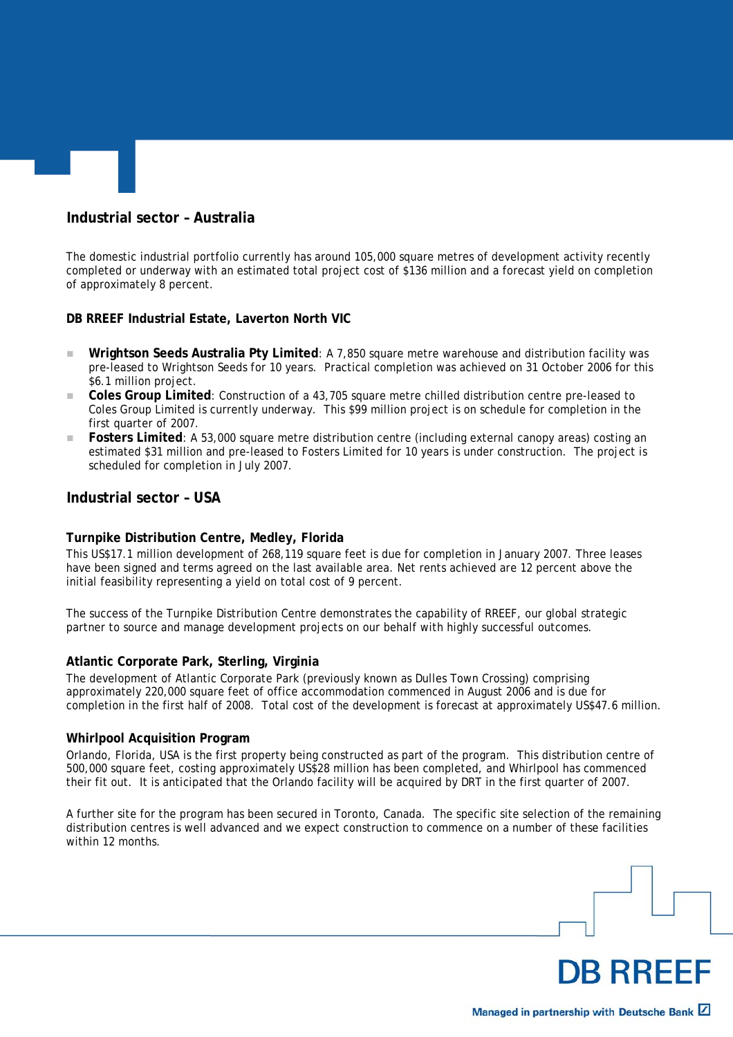## Industrial sector – Australia

The domestic industrial portfolio currently has around 105,000 square metres of development activity recently completed or underway with an estimated total project cost of $136 million and a forecast yield on completion of approximately 8 percent.

### DB RREEF Industrial Estate, Laverton North VIC

- **Wrightson Seeds Australia Pty Limited**: A 7,850 square metre warehouse and distribution facility was pre-leased to Wrightson Seeds for 10 years. Practical completion was achieved on 31 October 2006 for this $6.1 million project.
- **Coles Group Limited**: Construction of a 43,705 square metre chilled distribution centre pre-leased to Coles Group Limited is currently underway. This $99 million project is on schedule for completion in the first quarter of 2007.
- **Fosters Limited**: A 53,000 square metre distribution centre (including external canopy areas) costing an estimated $31 million and pre-leased to Fosters Limited for 10 years is under construction. The project is scheduled for completion in July 2007.

## Industrial sector – USA

### Turnpike Distribution Centre, Medley, Florida

This US$17.1 million development of 268,119 square feet is due for completion in January 2007. Three leases have been signed and terms agreed on the last available area. Net rents achieved are 12 percent above the initial feasibility representing a yield on total cost of 9 percent.

The success of the Turnpike Distribution Centre demonstrates the capability of RREEF, our global strategic partner to source and manage development projects on our behalf with highly successful outcomes.

### Atlantic Corporate Park, Sterling, Virginia

The development of Atlantic Corporate Park (previously known as Dulles Town Crossing) comprising approximately 220,000 square feet of office accommodation commenced in August 2006 and is due for completion in the first half of 2008. Total cost of the development is forecast at approximately US$47.6 million.

### Whirlpool Acquisition Program

Orlando, Florida, USA is the first property being constructed as part of the program. This distribution centre of 500,000 square feet, costing approximately US$28 million has been completed, and Whirlpool has commenced their fit out. It is anticipated that the Orlando facility will be acquired by DRT in the first quarter of 2007.

A further site for the program has been secured in Toronto, Canada. The specific site selection of the remaining distribution centres is well advanced and we expect construction to commence on a number of these facilities within 12 months.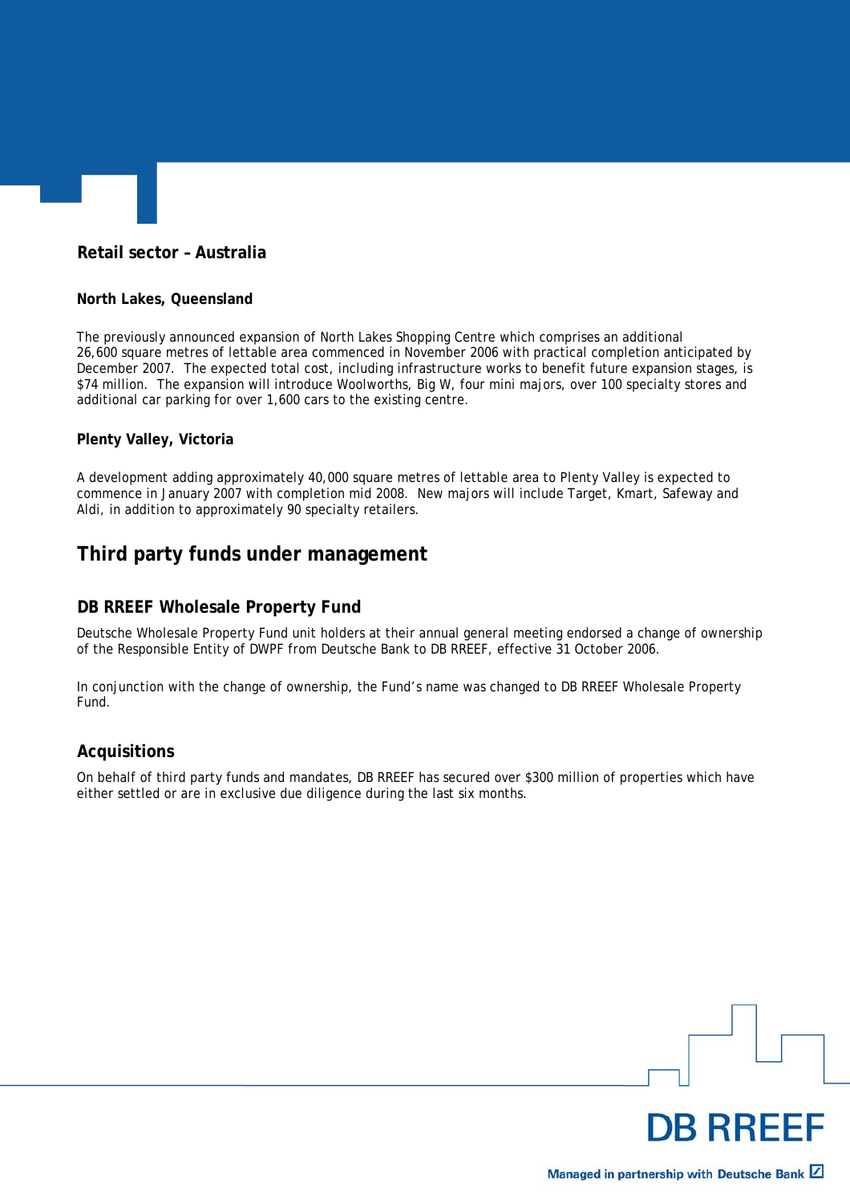## Retail sector – Australia

### North Lakes, Queensland

The previously announced expansion of North Lakes Shopping Centre which comprises an additional 26,600 square metres of lettable area commenced in November 2006 with practical completion anticipated by December 2007. The expected total cost, including infrastructure works to benefit future expansion stages, is $74 million. The expansion will introduce Woolworths, Big W, four mini majors, over 100 specialty stores and additional car parking for over 1,600 cars to the existing centre.

### Plenty Valley, Victoria

A development adding approximately 40,000 square metres of lettable area to Plenty Valley is expected to commence in January 2007 with completion mid 2008. New majors will include Target, Kmart, Safeway and Aldi, in addition to approximately 90 specialty retailers.

## Third party funds under management

### DB RREEF Wholesale Property Fund

Deutsche Wholesale Property Fund unit holders at their annual general meeting endorsed a change of ownership of the Responsible Entity of DWPF from Deutsche Bank to DB RREEF, effective 31 October 2006.

In conjunction with the change of ownership, the Fund's name was changed to DB RREEF Wholesale Property Fund.

### Acquisitions

On behalf of third party funds and mandates, DB RREEF has secured over $300 million of properties which have either settled or are in exclusive due diligence during the last six months.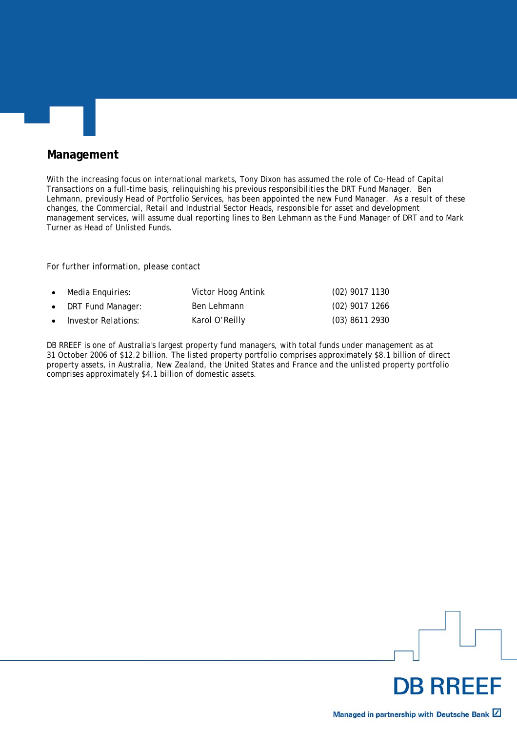## Management

With the increasing focus on international markets, Tony Dixon has assumed the role of Co-Head of Capital Transactions on a full-time basis, relinquishing his previous responsibilities the DRT Fund Manager. Ben Lehmann, previously Head of Portfolio Services, has been appointed the new Fund Manager. As a result of these changes, the Commercial, Retail and Industrial Sector Heads, responsible for asset and development management services, will assume dual reporting lines to Ben Lehmann as the Fund Manager of DRT and to Mark Turner as Head of Unlisted Funds.

For further information, please contact

- Media Enquiries: Victor Hoog Antink (02) 9017 1130
- DRT Fund Manager: Ben Lehmann (02) 9017 1266
- Investor Relations: Karol O'Reilly (03) 8611 2930

DB RREEF is one of Australia's largest property fund managers, with total funds under management as at 31 October 2006 of $12.2 billion. The listed property portfolio comprises approximately $8.1 billion of direct property assets, in Australia, New Zealand, the United States and France and the unlisted property portfolio comprises approximately $4.1 billion of domestic assets.

DB RREEF

Managed in partnership with Deutsche Bank